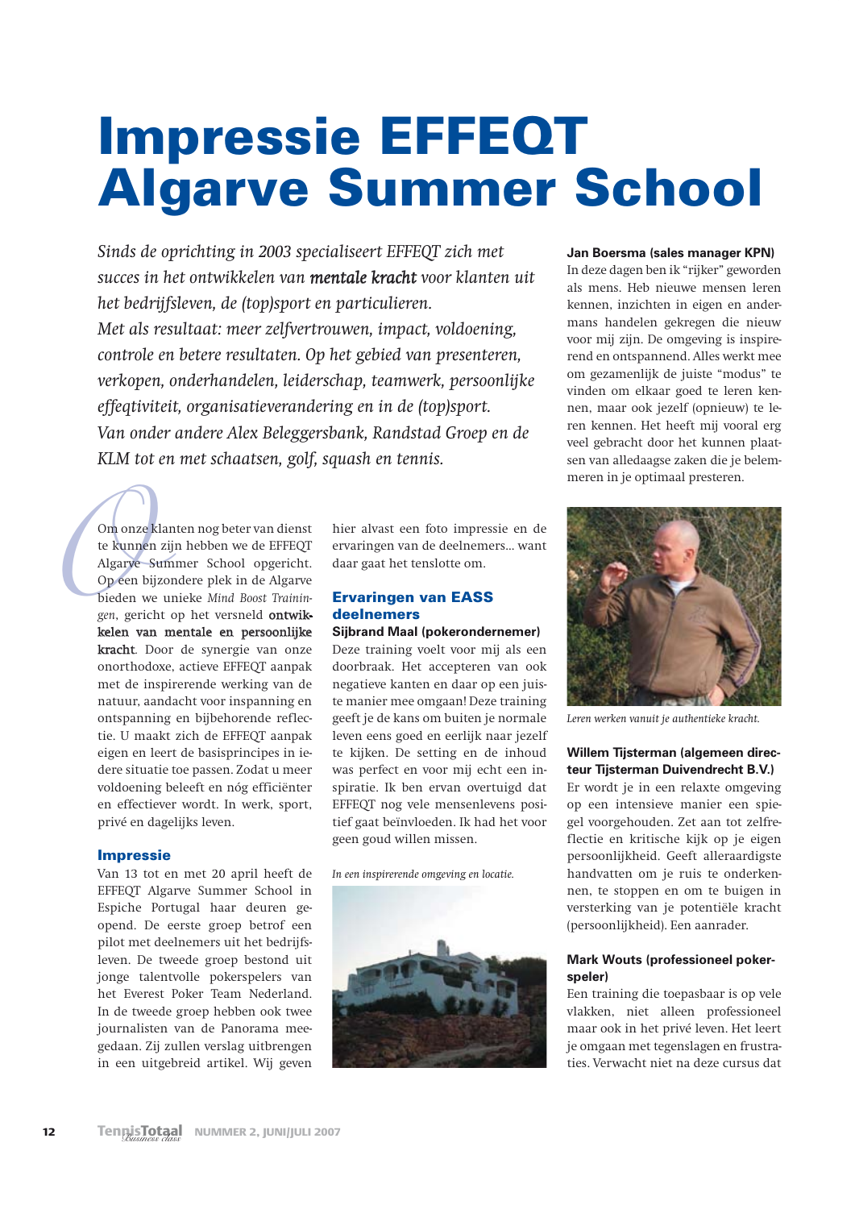# Impressie EFFEQT Algarve Summer School

*Sinds de oprichting in 2003 specialiseert EFFEQT zich met succes in het ontwikkelen van* ***mentale kracht*** *voor klanten uit het bedrijfsleven, de (top)sport en particulieren. Met als resultaat: meer zelfvertrouwen, impact, voldoening, controle en betere resultaten. Op het gebied van presenteren, verkopen, onderhandelen, leiderschap, teamwerk, persoonlijke effeqtiviteit, organisatieverandering en in de (top)sport. Van onder andere Alex Beleggersbank, Randstad Groep en de KLM tot en met schaatsen, golf, squash en tennis.*

Om onze klanten nog beter van dienst te kunnen zijn hebben we de EFFEQT Algarve Summer School opgericht. Op een bijzondere plek in de Algarve bieden we unieke *Mind Boost Trainingen*, gericht op het versneld **ontwikkelen van mentale en persoonlijke kracht**. Door de synergie van onze onorthodoxe, actieve EFFEQT aanpak met de inspirerende werking van de natuur, aandacht voor inspanning en ontspanning en bijbehorende reflectie. U maakt zich de EFFEQT aanpak eigen en leert de basisprincipes in iedere situatie toe passen. Zodat u meer voldoening beleeft en nóg efficiënter en effectiever wordt. In werk, sport, privé en dagelijks leven.

## Impressie

Van 13 tot en met 20 april heeft de EFFEQT Algarve Summer School in Espiche Portugal haar deuren geopend. De eerste groep betrof een pilot met deelnemers uit het bedrijfsleven. De tweede groep bestond uit jonge talentvolle pokerspelers van het Everest Poker Team Nederland. In de tweede groep hebben ook twee journalisten van de Panorama meegedaan. Zij zullen verslag uitbrengen in een uitgebreid artikel. Wij geven hier alvast een foto impressie en de ervaringen van de deelnemers... want daar gaat het tenslotte om.

## Ervaringen van EASS deelnemers

**Sijbrand Maal (pokerondernemer)**

Deze training voelt voor mij als een doorbraak. Het accepteren van ook negatieve kanten en daar op een juiste manier mee omgaan! Deze training geeft je de kans om buiten je normale leven eens goed en eerlijk naar jezelf te kijken. De setting en de inhoud was perfect en voor mij echt een inspiratie. Ik ben ervan overtuigd dat EFFEQT nog vele mensenlevens positief gaat beïnvloeden. Ik had het voor geen goud willen missen.

*In een inspirerende omgeving en locatie.*

**Jan Boersma (sales manager KPN)**

In deze dagen ben ik "rijker" geworden als mens. Heb nieuwe mensen leren kennen, inzichten in eigen en andermans handelen gekregen die nieuw voor mij zijn. De omgeving is inspirerend en ontspannend. Alles werkt mee om gezamenlijk de juiste "modus" te vinden om elkaar goed te leren kennen, maar ook jezelf (opnieuw) te leren kennen. Het heeft mij vooral erg veel gebracht door het kunnen plaatsen van alledaagse zaken die je belemmeren in je optimaal presteren.

*Leren werken vanuit je authentieke kracht.*

**Willem Tijsterman (algemeen directeur Tijsterman Duivendrecht B.V.)**

Er wordt je in een relaxte omgeving op een intensieve manier een spiegel voorgehouden. Zet aan tot zelfreflectie en kritische kijk op je eigen persoonlijkheid. Geeft alleraardigste handvatten om je ruis te onderkennen, te stoppen en om te buigen in versterking van je potentiële kracht (persoonlijkheid). Een aanrader.

**Mark Wouts (professioneel pokerspeler)**

Een training die toepasbaar is op vele vlakken, niet alleen professioneel maar ook in het privé leven. Het leert je omgaan met tegenslagen en frustraties. Verwacht niet na deze cursus dat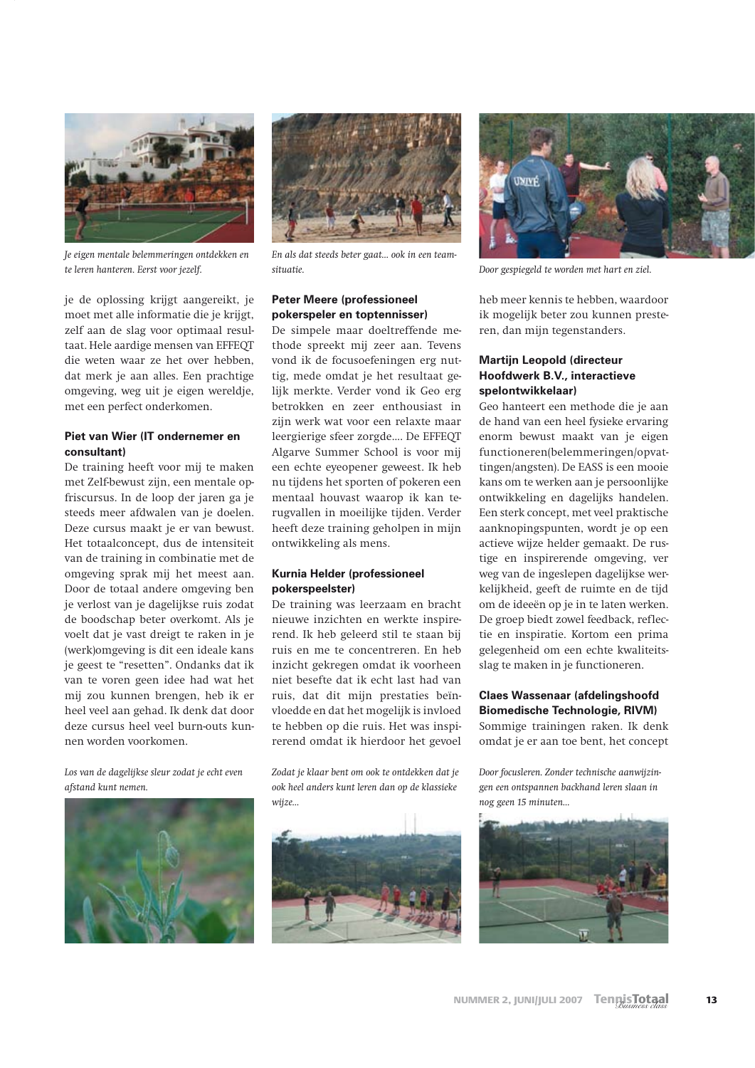*Je eigen mentale belemmeringen ontdekken en te leren hanteren. Eerst voor jezelf.*

*En als dat steeds beter gaat... ook in een teamsituatie.*

*Door gespiegeld te worden met hart en ziel.*

je de oplossing krijgt aangereikt, je moet met alle informatie die je krijgt, zelf aan de slag voor optimaal resultaat. Hele aardige mensen van EFFEQT die weten waar ze het over hebben, dat merk je aan alles. Een prachtige omgeving, weg uit je eigen wereldje, met een perfect onderkomen.

**Piet van Wier (IT ondernemer en consultant)**
De training heeft voor mij te maken met Zelf-bewust zijn, een mentale opfriscursus. In de loop der jaren ga je steeds meer afdwalen van je doelen. Deze cursus maakt je er van bewust. Het totaalconcept, dus de intensiteit van de training in combinatie met de omgeving sprak mij het meest aan. Door de totaal andere omgeving ben je verlost van je dagelijkse ruis zodat de boodschap beter overkomt. Als je voelt dat je vast dreigt te raken in je (werk)omgeving is dit een ideale kans je geest te "resetten". Ondanks dat ik van te voren geen idee had wat het mij zou kunnen brengen, heb ik er heel veel aan gehad. Ik denk dat door deze cursus heel veel burn-outs kunnen worden voorkomen.

**Peter Meere (professioneel pokerspeler en toptennisser)**
De simpele maar doeltreffende methode spreekt mij zeer aan. Tevens vond ik de focusoefeningen erg nuttig, mede omdat je het resultaat gelijk merkte. Verder vond ik Geo erg betrokken en zeer enthousiast in zijn werk wat voor een relaxte maar leergierige sfeer zorgde.... De EFFEQT Algarve Summer School is voor mij een echte eyeopener geweest. Ik heb nu tijdens het sporten of pokeren een mentaal houvast waarop ik kan terugvallen in moeilijke tijden. Verder heeft deze training geholpen in mijn ontwikkeling als mens.

**Kurnia Helder (professioneel pokerspeelster)**
De training was leerzaam en bracht nieuwe inzichten en werkte inspirerend. Ik heb geleerd stil te staan bij ruis en me te concentreren. En heb inzicht gekregen omdat ik voorheen niet besefte dat ik echt last had van ruis, dat dit mijn prestaties beïnvloedde en dat het mogelijk is invloed te hebben op die ruis. Het was inspirerend omdat ik hierdoor het gevoel heb meer kennis te hebben, waardoor ik mogelijk beter zou kunnen presteren, dan mijn tegenstanders.

**Martijn Leopold (directeur Hoofdwerk B.V., interactieve spelontwikkelaar)**
Geo hanteert een methode die je aan de hand van een heel fysieke ervaring enorm bewust maakt van je eigen functioneren(belemmeringen/opvattingen/angsten). De EASS is een mooie kans om te werken aan je persoonlijke ontwikkeling en dagelijks handelen. Een sterk concept, met veel praktische aanknopingspunten, wordt je op een actieve wijze helder gemaakt. De rustige en inspirerende omgeving, ver weg van de ingeslepen dagelijkse werkelijkheid, geeft de ruimte en de tijd om de ideeën op je in te laten werken. De groep biedt zowel feedback, reflectie en inspiratie. Kortom een prima gelegenheid om een echte kwaliteitsslag te maken in je functioneren.

**Claes Wassenaar (afdelingshoofd Biomedische Technologie, RIVM)**
Sommige trainingen raken. Ik denk omdat je er aan toe bent, het concept

*Los van de dagelijkse sleur zodat je echt even afstand kunt nemen.*

*Zodat je klaar bent om ook te ontdekken dat je ook heel anders kunt leren dan op de klassieke wijze...*

*Door focusleren. Zonder technische aanwijzingen een ontspannen backhand leren slaan in nog geen 15 minuten...*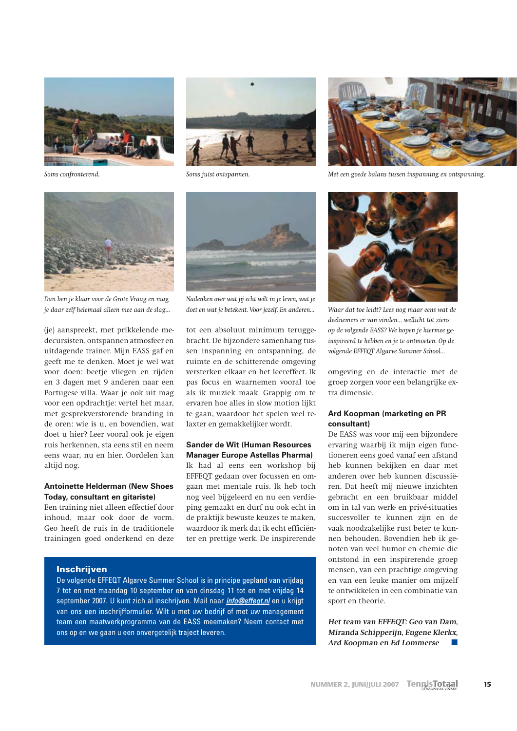*Soms confronterend.*

*Soms juist ontspannen.*

*Met een goede balans tussen inspanning en ontspanning.*

*Dan ben je klaar voor de Grote Vraag en mag je daar zelf helemaal alleen mee aan de slag...*

*Nadenken over wat jij echt wilt in je leven, wat je doet en wat je betekent. Voor jezelf. En anderen...*

*Waar dat toe leidt? Lees nog maar eens wat de deelnemers er van vinden... wellicht tot ziens op de volgende EASS? We hopen je hiermee geïnspireerd te hebben en je te ontmoeten. Op de volgende EFFEQT Algarve Summer School...*

(je) aanspreekt, met prikkelende medecursisten, ontspannen atmosfeer en uitdagende trainer. Mijn EASS gaf en geeft me te denken. Moet je wel wat voor doen: beetje vliegen en rijden en 3 dagen met 9 anderen naar een Portugese villa. Waar je ook uit mag voor een opdrachtje: vertel het maar, met gesprekverstorende branding in de oren: wie is u, en bovendien, wat doet u hier? Leer vooral ook je eigen ruis herkennen, sta eens stil en neem eens waar, nu en hier. Oordelen kan altijd nog.

**Antoinette Helderman (New Shoes Today, consultant en gitariste)**
Een training niet alleen effectief door inhoud, maar ook door de vorm. Geo heeft de ruis in de traditionele trainingen goed onderkend en deze tot een absoluut minimum teruggebracht. De bijzondere samenhang tussen inspanning en ontspanning, de ruimte en de schitterende omgeving versterken elkaar en het leereffect. Ik pas focus en waarnemen vooral toe als ik muziek maak. Grappig om te ervaren hoe alles in slow motion lijkt te gaan, waardoor het spelen veel relaxter en gemakkelijker wordt.

**Sander de Wit (Human Resources Manager Europe Astellas Pharma)**
Ik had al eens een workshop bij EFFEQT gedaan over focussen en omgaan met mentale ruis. Ik heb toch nog veel bijgeleerd en nu een verdieping gemaakt en durf nu ook echt in de praktijk bewuste keuzes te maken, waardoor ik merk dat ik echt efficiënter en prettige werk. De inspirerende omgeving en de interactie met de groep zorgen voor een belangrijke extra dimensie.

**Ard Koopman (marketing en PR consultant)**
De EASS was voor mij een bijzondere ervaring waarbij ik mijn eigen functioneren eens goed vanaf een afstand heb kunnen bekijken en daar met anderen over heb kunnen discussiëren. Dat heeft mij nieuwe inzichten gebracht en een bruikbaar middel om in tal van werk- en privé-situaties succesvoller te kunnen zijn en de vaak noodzakelijke rust beter te kunnen behouden. Bovendien heb ik genoten van veel humor en chemie die ontstond in een inspirerende groep mensen, van een prachtige omgeving en van een leuke manier om mijzelf te ontwikkelen in een combinatie van sport en theorie.

***Het team van EFFEQT: Geo van Dam, Miranda Schipperijn, Eugene Klerkx, Ard Koopman en Ed Lommerse***

**Inschrijven**
De volgende EFFEQT Algarve Summer School is in principe gepland van vrijdag 7 tot en met maandag 10 september en van dinsdag 11 tot en met vrijdag 14 september 2007. U kunt zich al inschrijven. Mail naar ***info@effeqt.nl*** en u krijgt van ons een inschrijfformulier. Wilt u met uw bedrijf of met uw management team een maatwerkprogramma van de EASS meemaken? Neem contact met ons op en we gaan u een onvergetelijk traject leveren.